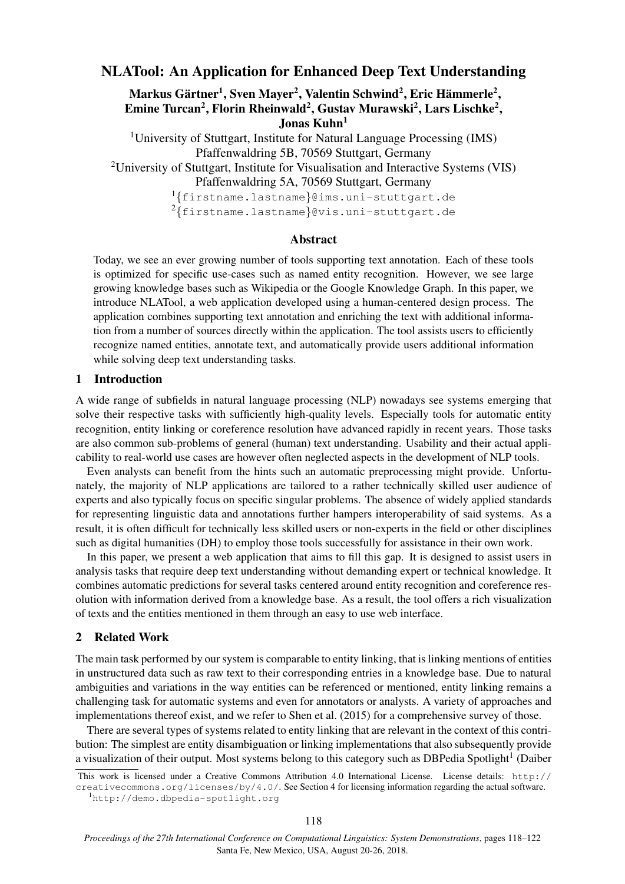# NLATool: An Application for Enhanced Deep Text Understanding

**Markus Gärtner[1], Sven Mayer[2], Valentin Schwind[2], Eric Hämmerle[2], Emine Turcan[2], Florin Rheinwald[2], Gustav Murawski[2], Lars Lischke[2], Jonas Kuhn[1]**

[1]University of Stuttgart, Institute for Natural Language Processing (IMS)
Pfaffenwaldring 5B, 70569 Stuttgart, Germany

[2]University of Stuttgart, Institute for Visualisation and Interactive Systems (VIS)
Pfaffenwaldring 5A, 70569 Stuttgart, Germany

[1]{firstname.lastname}@ims.uni-stuttgart.de
[2]{firstname.lastname}@vis.uni-stuttgart.de

## Abstract

Today, we see an ever growing number of tools supporting text annotation. Each of these tools is optimized for specific use-cases such as named entity recognition. However, we see large growing knowledge bases such as Wikipedia or the Google Knowledge Graph. In this paper, we introduce NLATool, a web application developed using a human-centered design process. The application combines supporting text annotation and enriching the text with additional information from a number of sources directly within the application. The tool assists users to efficiently recognize named entities, annotate text, and automatically provide users additional information while solving deep text understanding tasks.

## 1 Introduction

A wide range of subfields in natural language processing (NLP) nowadays see systems emerging that solve their respective tasks with sufficiently high-quality levels. Especially tools for automatic entity recognition, entity linking or coreference resolution have advanced rapidly in recent years. Those tasks are also common sub-problems of general (human) text understanding. Usability and their actual applicability to real-world use cases are however often neglected aspects in the development of NLP tools.

Even analysts can benefit from the hints such an automatic preprocessing might provide. Unfortunately, the majority of NLP applications are tailored to a rather technically skilled user audience of experts and also typically focus on specific singular problems. The absence of widely applied standards for representing linguistic data and annotations further hampers interoperability of said systems. As a result, it is often difficult for technically less skilled users or non-experts in the field or other disciplines such as digital humanities (DH) to employ those tools successfully for assistance in their own work.

In this paper, we present a web application that aims to fill this gap. It is designed to assist users in analysis tasks that require deep text understanding without demanding expert or technical knowledge. It combines automatic predictions for several tasks centered around entity recognition and coreference resolution with information derived from a knowledge base. As a result, the tool offers a rich visualization of texts and the entities mentioned in them through an easy to use web interface.

## 2 Related Work

The main task performed by our system is comparable to entity linking, that is linking mentions of entities in unstructured data such as raw text to their corresponding entries in a knowledge base. Due to natural ambiguities and variations in the way entities can be referenced or mentioned, entity linking remains a challenging task for automatic systems and even for annotators or analysts. A variety of approaches and implementations thereof exist, and we refer to Shen et al. (2015) for a comprehensive survey of those.

There are several types of systems related to entity linking that are relevant in the context of this contribution: The simplest are entity disambiguation or linking implementations that also subsequently provide a visualization of their output. Most systems belong to this category such as DBPedia Spotlight[1] (Daiber

This work is licensed under a Creative Commons Attribution 4.0 International License. License details: http://creativecommons.org/licenses/by/4.0/. See Section 4 for licensing information regarding the actual software.

[1]http://demo.dbpedia-spotlight.org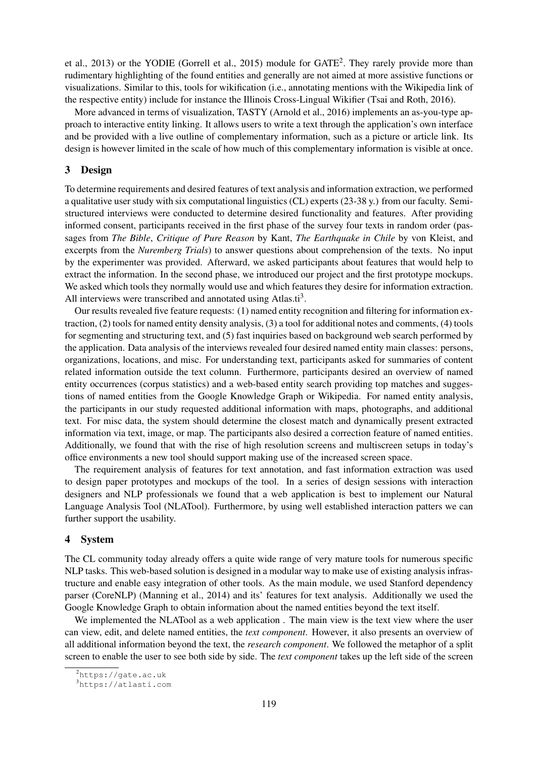et al., 2013) or the YODIE (Gorrell et al., 2015) module for GATE[2]. They rarely provide more than rudimentary highlighting of the found entities and generally are not aimed at more assistive functions or visualizations. Similar to this, tools for wikification (i.e., annotating mentions with the Wikipedia link of the respective entity) include for instance the Illinois Cross-Lingual Wikifier (Tsai and Roth, 2016).

More advanced in terms of visualization, TASTY (Arnold et al., 2016) implements an as-you-type approach to interactive entity linking. It allows users to write a text through the application's own interface and be provided with a live outline of complementary information, such as a picture or article link. Its design is however limited in the scale of how much of this complementary information is visible at once.

## 3 Design

To determine requirements and desired features of text analysis and information extraction, we performed a qualitative user study with six computational linguistics (CL) experts (23-38 y.) from our faculty. Semi-structured interviews were conducted to determine desired functionality and features. After providing informed consent, participants received in the first phase of the survey four texts in random order (passages from *The Bible*, *Critique of Pure Reason* by Kant, *The Earthquake in Chile* by von Kleist, and excerpts from the *Nuremberg Trials*) to answer questions about comprehension of the texts. No input by the experimenter was provided. Afterward, we asked participants about features that would help to extract the information. In the second phase, we introduced our project and the first prototype mockups. We asked which tools they normally would use and which features they desire for information extraction. All interviews were transcribed and annotated using Atlas.ti[3].

Our results revealed five feature requests: (1) named entity recognition and filtering for information extraction, (2) tools for named entity density analysis, (3) a tool for additional notes and comments, (4) tools for segmenting and structuring text, and (5) fast inquiries based on background web search performed by the application. Data analysis of the interviews revealed four desired named entity main classes: persons, organizations, locations, and misc. For understanding text, participants asked for summaries of content related information outside the text column. Furthermore, participants desired an overview of named entity occurrences (corpus statistics) and a web-based entity search providing top matches and suggestions of named entities from the Google Knowledge Graph or Wikipedia. For named entity analysis, the participants in our study requested additional information with maps, photographs, and additional text. For misc data, the system should determine the closest match and dynamically present extracted information via text, image, or map. The participants also desired a correction feature of named entities. Additionally, we found that with the rise of high resolution screens and multiscreen setups in today's office environments a new tool should support making use of the increased screen space.

The requirement analysis of features for text annotation, and fast information extraction was used to design paper prototypes and mockups of the tool. In a series of design sessions with interaction designers and NLP professionals we found that a web application is best to implement our Natural Language Analysis Tool (NLATool). Furthermore, by using well established interaction patters we can further support the usability.

## 4 System

The CL community today already offers a quite wide range of very mature tools for numerous specific NLP tasks. This web-based solution is designed in a modular way to make use of existing analysis infrastructure and enable easy integration of other tools. As the main module, we used Stanford dependency parser (CoreNLP) (Manning et al., 2014) and its' features for text analysis. Additionally we used the Google Knowledge Graph to obtain information about the named entities beyond the text itself.

We implemented the NLATool as a web application . The main view is the text view where the user can view, edit, and delete named entities, the *text component*. However, it also presents an overview of all additional information beyond the text, the *research component*. We followed the metaphor of a split screen to enable the user to see both side by side. The *text component* takes up the left side of the screen

[2] https://gate.ac.uk

[3] https://atlasti.com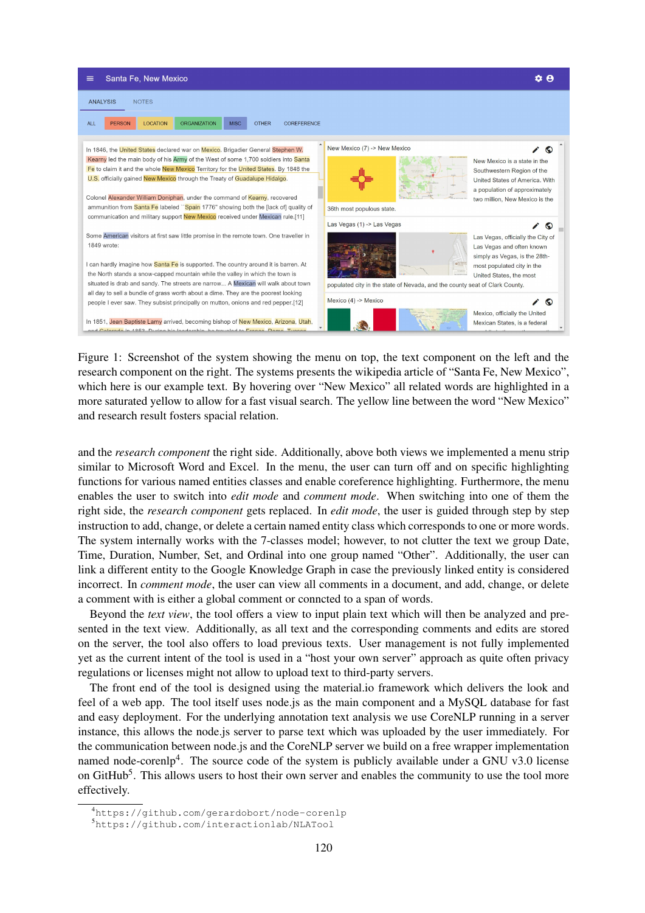Figure 1: Screenshot of the system showing the menu on top, the text component on the left and the research component on the right. The systems presents the wikipedia article of “Santa Fe, New Mexico”, which here is our example text. By hovering over “New Mexico” all related words are highlighted in a more saturated yellow to allow for a fast visual search. The yellow line between the word “New Mexico” and research result fosters spacial relation.

and the *research component* the right side. Additionally, above both views we implemented a menu strip similar to Microsoft Word and Excel. In the menu, the user can turn off and on specific highlighting functions for various named entities classes and enable coreference highlighting. Furthermore, the menu enables the user to switch into *edit mode* and *comment mode*. When switching into one of them the right side, the *research component* gets replaced. In *edit mode*, the user is guided through step by step instruction to add, change, or delete a certain named entity class which corresponds to one or more words. The system internally works with the 7-classes model; however, to not clutter the text we group Date, Time, Duration, Number, Set, and Ordinal into one group named “Other”. Additionally, the user can link a different entity to the Google Knowledge Graph in case the previously linked entity is considered incorrect. In *comment mode*, the user can view all comments in a document, and add, change, or delete a comment with is either a global comment or conncted to a span of words.

Beyond the *text view*, the tool offers a view to input plain text which will then be analyzed and presented in the text view. Additionally, as all text and the corresponding comments and edits are stored on the server, the tool also offers to load previous texts. User management is not fully implemented yet as the current intent of the tool is used in a “host your own server” approach as quite often privacy regulations or licenses might not allow to upload text to third-party servers.

The front end of the tool is designed using the material.io framework which delivers the look and feel of a web app. The tool itself uses node.js as the main component and a MySQL database for fast and easy deployment. For the underlying annotation text analysis we use CoreNLP running in a server instance, this allows the node.js server to parse text which was uploaded by the user immediately. For the communication between node.js and the CoreNLP server we build on a free wrapper implementation named node-corenlp[4]. The source code of the system is publicly available under a GNU v3.0 license on GitHub[5]. This allows users to host their own server and enables the community to use the tool more effectively.

[4] https://github.com/gerardobort/node-corenlp

[5] https://github.com/interactionlab/NLATool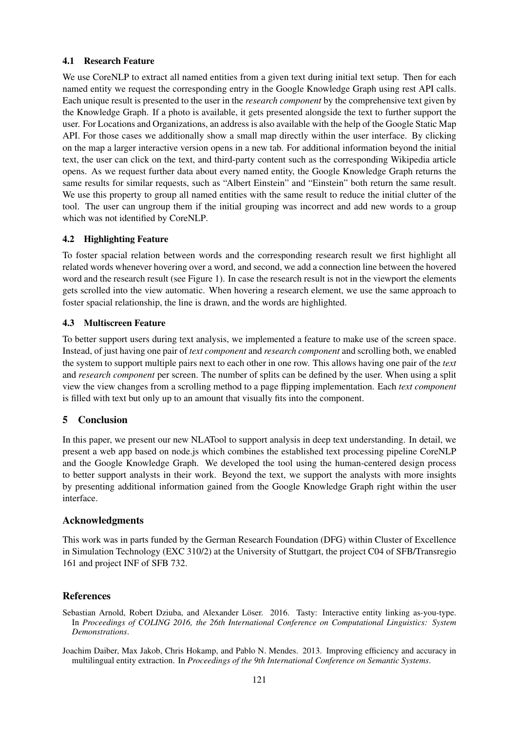### 4.1 Research Feature

We use CoreNLP to extract all named entities from a given text during initial text setup. Then for each named entity we request the corresponding entry in the Google Knowledge Graph using rest API calls. Each unique result is presented to the user in the *research component* by the comprehensive text given by the Knowledge Graph. If a photo is available, it gets presented alongside the text to further support the user. For Locations and Organizations, an address is also available with the help of the Google Static Map API. For those cases we additionally show a small map directly within the user interface. By clicking on the map a larger interactive version opens in a new tab. For additional information beyond the initial text, the user can click on the text, and third-party content such as the corresponding Wikipedia article opens. As we request further data about every named entity, the Google Knowledge Graph returns the same results for similar requests, such as "Albert Einstein" and "Einstein" both return the same result. We use this property to group all named entities with the same result to reduce the initial clutter of the tool. The user can ungroup them if the initial grouping was incorrect and add new words to a group which was not identified by CoreNLP.

### 4.2 Highlighting Feature

To foster spacial relation between words and the corresponding research result we first highlight all related words whenever hovering over a word, and second, we add a connection line between the hovered word and the research result (see Figure 1). In case the research result is not in the viewport the elements gets scrolled into the view automatic. When hovering a research element, we use the same approach to foster spacial relationship, the line is drawn, and the words are highlighted.

### 4.3 Multiscreen Feature

To better support users during text analysis, we implemented a feature to make use of the screen space. Instead, of just having one pair of *text component* and *research component* and scrolling both, we enabled the system to support multiple pairs next to each other in one row. This allows having one pair of the *text* and *research component* per screen. The number of splits can be defined by the user. When using a split view the view changes from a scrolling method to a page flipping implementation. Each *text component* is filled with text but only up to an amount that visually fits into the component.

## 5 Conclusion

In this paper, we present our new NLATool to support analysis in deep text understanding. In detail, we present a web app based on node.js which combines the established text processing pipeline CoreNLP and the Google Knowledge Graph. We developed the tool using the human-centered design process to better support analysts in their work. Beyond the text, we support the analysts with more insights by presenting additional information gained from the Google Knowledge Graph right within the user interface.

## Acknowledgments

This work was in parts funded by the German Research Foundation (DFG) within Cluster of Excellence in Simulation Technology (EXC 310/2) at the University of Stuttgart, the project C04 of SFB/Transregio 161 and project INF of SFB 732.

## References

Sebastian Arnold, Robert Dziuba, and Alexander Löser. 2016. Tasty: Interactive entity linking as-you-type. In *Proceedings of COLING 2016, the 26th International Conference on Computational Linguistics: System Demonstrations*.

Joachim Daiber, Max Jakob, Chris Hokamp, and Pablo N. Mendes. 2013. Improving efficiency and accuracy in multilingual entity extraction. In *Proceedings of the 9th International Conference on Semantic Systems*.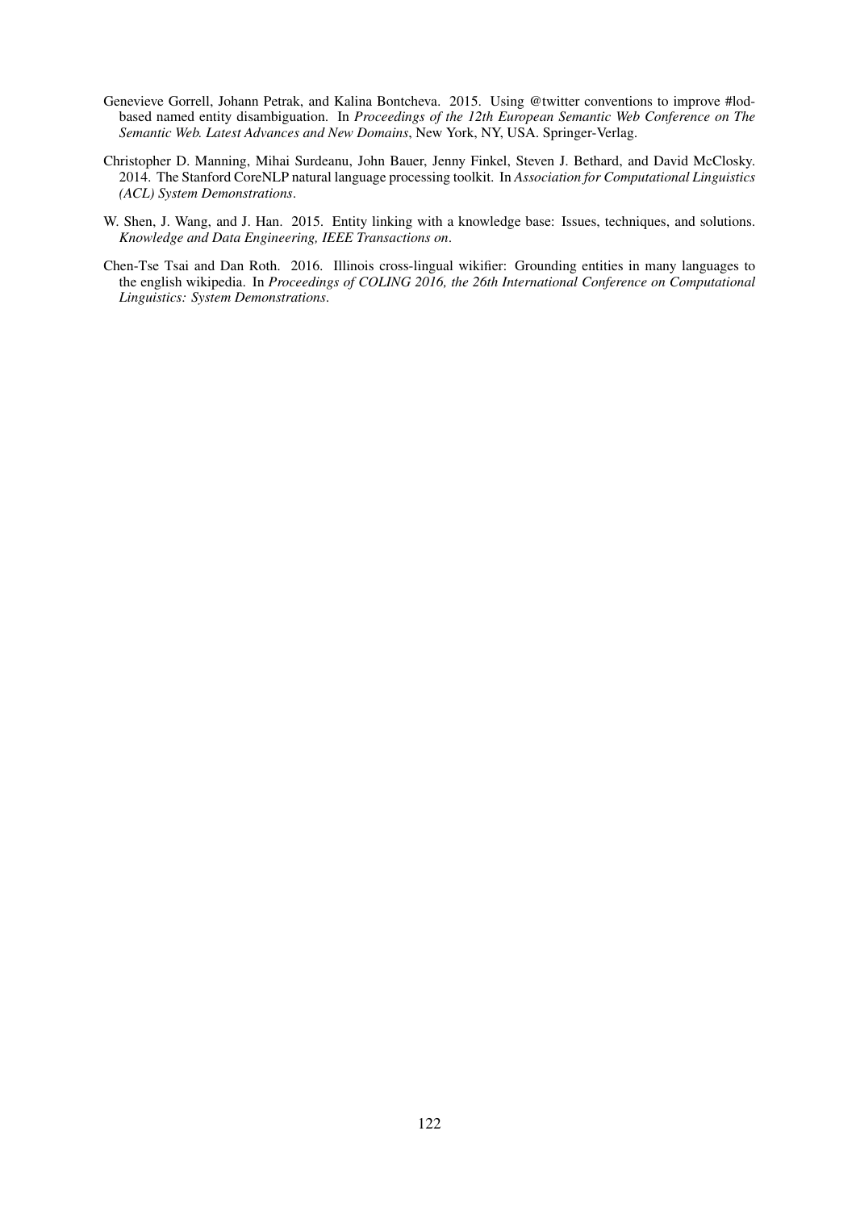Genevieve Gorrell, Johann Petrak, and Kalina Bontcheva. 2015. Using @twitter conventions to improve #lod-based named entity disambiguation. In *Proceedings of the 12th European Semantic Web Conference on The Semantic Web. Latest Advances and New Domains*, New York, NY, USA. Springer-Verlag.

Christopher D. Manning, Mihai Surdeanu, John Bauer, Jenny Finkel, Steven J. Bethard, and David McClosky. 2014. The Stanford CoreNLP natural language processing toolkit. In *Association for Computational Linguistics (ACL) System Demonstrations*.

W. Shen, J. Wang, and J. Han. 2015. Entity linking with a knowledge base: Issues, techniques, and solutions. *Knowledge and Data Engineering, IEEE Transactions on*.

Chen-Tse Tsai and Dan Roth. 2016. Illinois cross-lingual wikifier: Grounding entities in many languages to the english wikipedia. In *Proceedings of COLING 2016, the 26th International Conference on Computational Linguistics: System Demonstrations*.